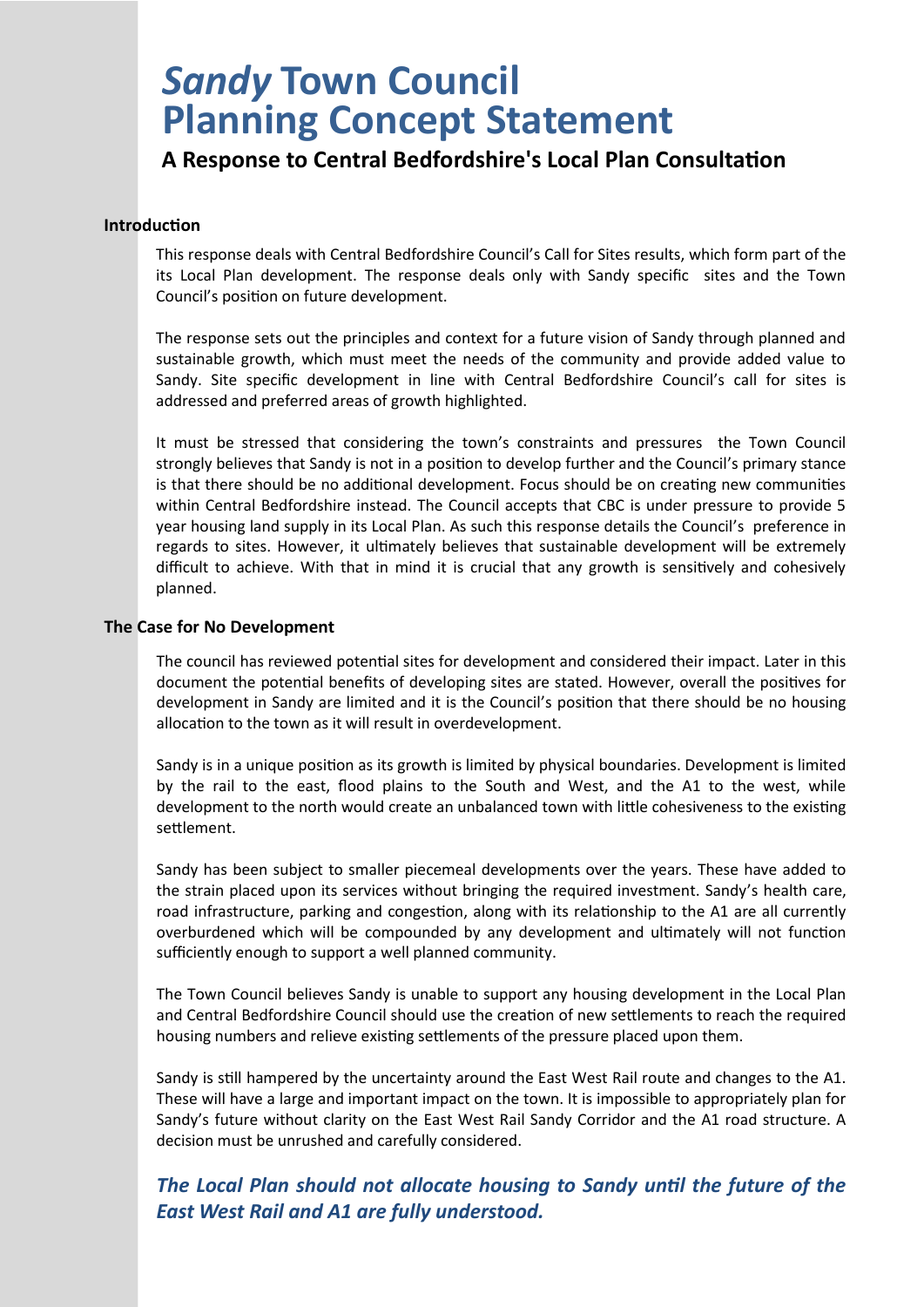# *Sandy* Town Council Planning Concept Statement

## A Response to Central Bedfordshire's Local Plan Consultation

### Introduction

This response deals with Central Bedfordshire Council's Call for Sites results, which form part of the its Local Plan development. The response deals only with Sandy specific sites and the Town Council's position on future development.

The response sets out the principles and context for a future vision of Sandy through planned and sustainable growth, which must meet the needs of the community and provide added value to Sandy. Site specific development in line with Central Bedfordshire Council's call for sites is addressed and preferred areas of growth highlighted.

It must be stressed that considering the town's constraints and pressures the Town Council strongly believes that Sandy is not in a position to develop further and the Council's primary stance is that there should be no additional development. Focus should be on creating new communities within Central Bedfordshire instead. The Council accepts that CBC is under pressure to provide 5 year housing land supply in its Local Plan. As such this response details the Council's preference in regards to sites. However, it ultimately believes that sustainable development will be extremely difficult to achieve. With that in mind it is crucial that any growth is sensitively and cohesively planned.

### The Case for No Development

The council has reviewed potential sites for development and considered their impact. Later in this document the potential benefits of developing sites are stated. However, overall the positives for development in Sandy are limited and it is the Council's position that there should be no housing allocation to the town as it will result in overdevelopment.

Sandy is in a unique position as its growth is limited by physical boundaries. Development is limited by the rail to the east, flood plains to the South and West, and the A1 to the west, while development to the north would create an unbalanced town with little cohesiveness to the existing settlement.

Sandy has been subject to smaller piecemeal developments over the years. These have added to the strain placed upon its services without bringing the required investment. Sandy's health care, road infrastructure, parking and congestion, along with its relationship to the A1 are all currently overburdened which will be compounded by any development and ultimately will not function sufficiently enough to support a well planned community.

The Town Council believes Sandy is unable to support any housing development in the Local Plan and Central Bedfordshire Council should use the creation of new settlements to reach the required housing numbers and relieve existing settlements of the pressure placed upon them.

Sandy is still hampered by the uncertainty around the East West Rail route and changes to the A1. These will have a large and important impact on the town. It is impossible to appropriately plan for Sandy's future without clarity on the East West Rail Sandy Corridor and the A1 road structure. A decision must be unrushed and carefully considered.

***The Local Plan should not allocate housing to Sandy until the future of the East West Rail and A1 are fully understood.***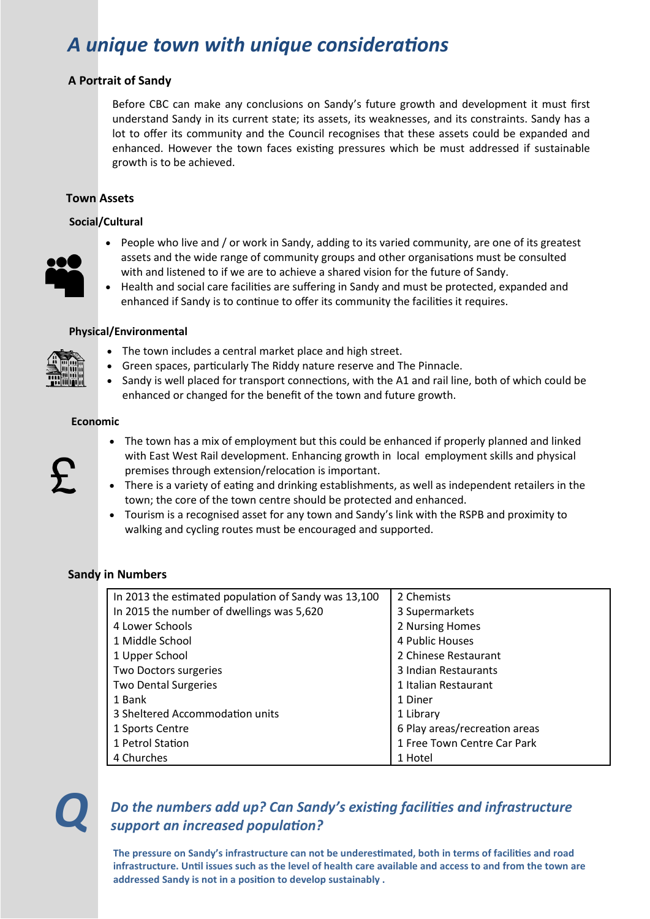# *A unique town with unique considerations*

### A Portrait of Sandy

Before CBC can make any conclusions on Sandy's future growth and development it must first understand Sandy in its current state; its assets, its weaknesses, and its constraints. Sandy has a lot to offer its community and the Council recognises that these assets could be expanded and enhanced. However the town faces existing pressures which be must addressed if sustainable growth is to be achieved.

### Town Assets

**Social/Cultural**

- People who live and / or work in Sandy, adding to its varied community, are one of its greatest assets and the wide range of community groups and other organisations must be consulted with and listened to if we are to achieve a shared vision for the future of Sandy.
- Health and social care facilities are suffering in Sandy and must be protected, expanded and enhanced if Sandy is to continue to offer its community the facilities it requires.

**Physical/Environmental**

- The town includes a central market place and high street.
- Green spaces, particularly The Riddy nature reserve and The Pinnacle.
- Sandy is well placed for transport connections, with the A1 and rail line, both of which could be enhanced or changed for the benefit of the town and future growth.

**Economic**

£

- The town has a mix of employment but this could be enhanced if properly planned and linked with East West Rail development. Enhancing growth in local employment skills and physical premises through extension/relocation is important.
- There is a variety of eating and drinking establishments, as well as independent retailers in the town; the core of the town centre should be protected and enhanced.
- Tourism is a recognised asset for any town and Sandy's link with the RSPB and proximity to walking and cycling routes must be encouraged and supported.

### Sandy in Numbers

| | |
|---|---|
| In 2013 the estimated population of Sandy was 13,100 | 2 Chemists |
| In 2015 the number of dwellings was 5,620 | 3 Supermarkets |
| 4 Lower Schools | 2 Nursing Homes |
| 1 Middle School | 4 Public Houses |
| 1 Upper School | 2 Chinese Restaurant |
| Two Doctors surgeries | 3 Indian Restaurants |
| Two Dental Surgeries | 1 Italian Restaurant |
| 1 Bank | 1 Diner |
| 3 Sheltered Accommodation units | 1 Library |
| 1 Sports Centre | 6 Play areas/recreation areas |
| 1 Petrol Station | 1 Free Town Centre Car Park |
| 4 Churches | 1 Hotel |

***Q***

***Do the numbers add up? Can Sandy's existing facilities and infrastructure support an increased population?***

**The pressure on Sandy's infrastructure can not be underestimated, both in terms of facilities and road infrastructure. Until issues such as the level of health care available and access to and from the town are addressed Sandy is not in a position to develop sustainably .**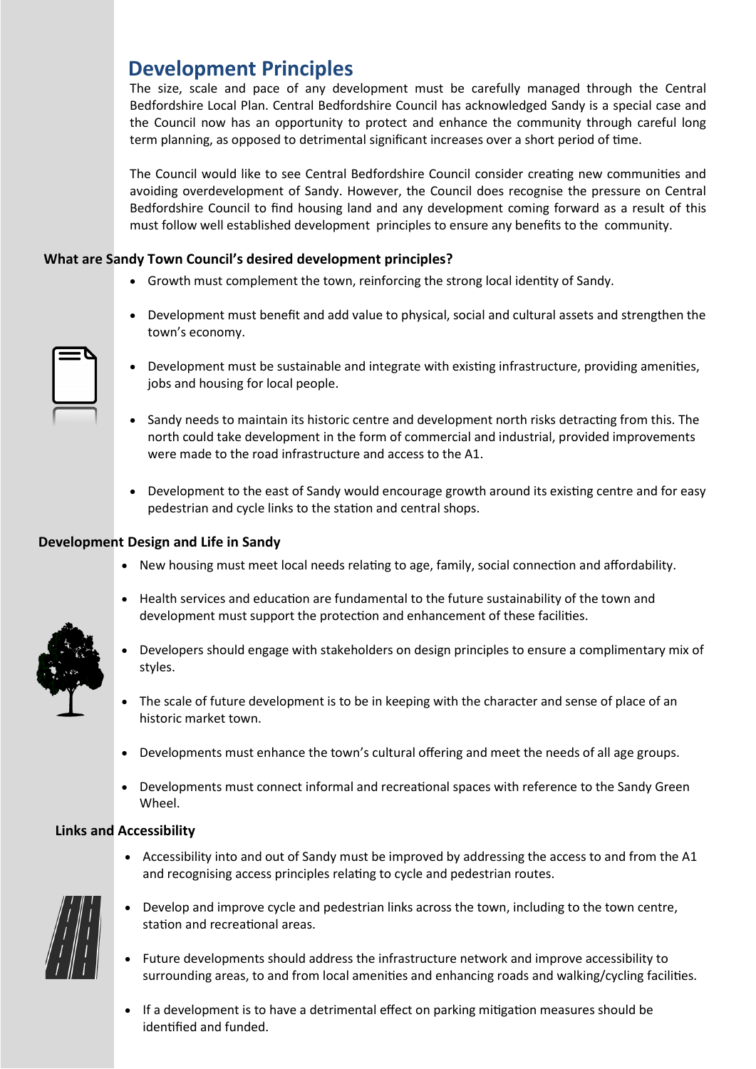# Development Principles

The size, scale and pace of any development must be carefully managed through the Central Bedfordshire Local Plan. Central Bedfordshire Council has acknowledged Sandy is a special case and the Council now has an opportunity to protect and enhance the community through careful long term planning, as opposed to detrimental significant increases over a short period of time.

The Council would like to see Central Bedfordshire Council consider creating new communities and avoiding overdevelopment of Sandy. However, the Council does recognise the pressure on Central Bedfordshire Council to find housing land and any development coming forward as a result of this must follow well established development principles to ensure any benefits to the community.

### What are Sandy Town Council's desired development principles?

- Growth must complement the town, reinforcing the strong local identity of Sandy.
- Development must benefit and add value to physical, social and cultural assets and strengthen the town's economy.
- Development must be sustainable and integrate with existing infrastructure, providing amenities, jobs and housing for local people.
- Sandy needs to maintain its historic centre and development north risks detracting from this. The north could take development in the form of commercial and industrial, provided improvements were made to the road infrastructure and access to the A1.
- Development to the east of Sandy would encourage growth around its existing centre and for easy pedestrian and cycle links to the station and central shops.

### Development Design and Life in Sandy

- New housing must meet local needs relating to age, family, social connection and affordability.
- Health services and education are fundamental to the future sustainability of the town and development must support the protection and enhancement of these facilities.
- Developers should engage with stakeholders on design principles to ensure a complimentary mix of styles.
- The scale of future development is to be in keeping with the character and sense of place of an historic market town.
- Developments must enhance the town's cultural offering and meet the needs of all age groups.
- Developments must connect informal and recreational spaces with reference to the Sandy Green Wheel.

### Links and Accessibility

- Accessibility into and out of Sandy must be improved by addressing the access to and from the A1 and recognising access principles relating to cycle and pedestrian routes.
- Develop and improve cycle and pedestrian links across the town, including to the town centre, station and recreational areas.
- Future developments should address the infrastructure network and improve accessibility to surrounding areas, to and from local amenities and enhancing roads and walking/cycling facilities.
- If a development is to have a detrimental effect on parking mitigation measures should be identified and funded.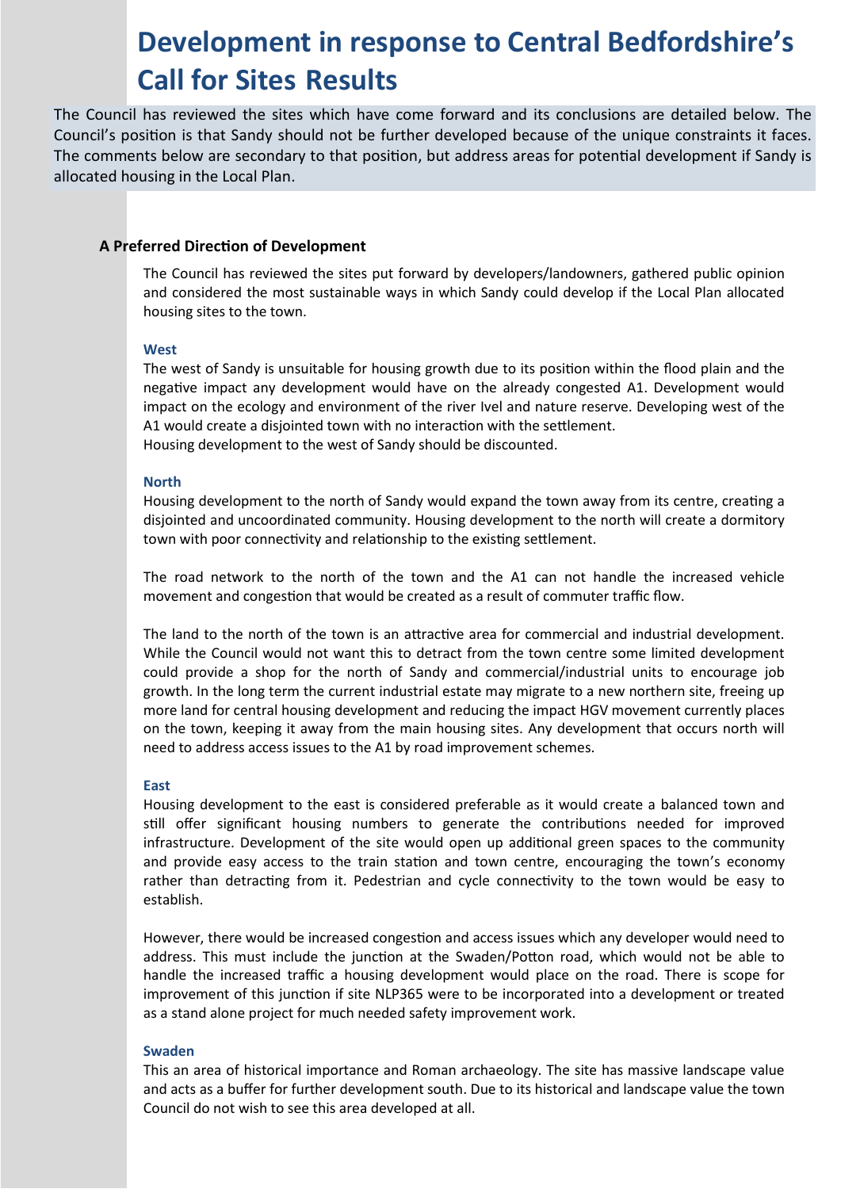# Development in response to Central Bedfordshire's Call for Sites Results

The Council has reviewed the sites which have come forward and its conclusions are detailed below. The Council's position is that Sandy should not be further developed because of the unique constraints it faces. The comments below are secondary to that position, but address areas for potential development if Sandy is allocated housing in the Local Plan.

## A Preferred Direction of Development

The Council has reviewed the sites put forward by developers/landowners, gathered public opinion and considered the most sustainable ways in which Sandy could develop if the Local Plan allocated housing sites to the town.

### West

The west of Sandy is unsuitable for housing growth due to its position within the flood plain and the negative impact any development would have on the already congested A1. Development would impact on the ecology and environment of the river Ivel and nature reserve. Developing west of the A1 would create a disjointed town with no interaction with the settlement.
Housing development to the west of Sandy should be discounted.

### North

Housing development to the north of Sandy would expand the town away from its centre, creating a disjointed and uncoordinated community. Housing development to the north will create a dormitory town with poor connectivity and relationship to the existing settlement.

The road network to the north of the town and the A1 can not handle the increased vehicle movement and congestion that would be created as a result of commuter traffic flow.

The land to the north of the town is an attractive area for commercial and industrial development. While the Council would not want this to detract from the town centre some limited development could provide a shop for the north of Sandy and commercial/industrial units to encourage job growth. In the long term the current industrial estate may migrate to a new northern site, freeing up more land for central housing development and reducing the impact HGV movement currently places on the town, keeping it away from the main housing sites. Any development that occurs north will need to address access issues to the A1 by road improvement schemes.

### East

Housing development to the east is considered preferable as it would create a balanced town and still offer significant housing numbers to generate the contributions needed for improved infrastructure. Development of the site would open up additional green spaces to the community and provide easy access to the train station and town centre, encouraging the town's economy rather than detracting from it. Pedestrian and cycle connectivity to the town would be easy to establish.

However, there would be increased congestion and access issues which any developer would need to address. This must include the junction at the Swaden/Potton road, which would not be able to handle the increased traffic a housing development would place on the road. There is scope for improvement of this junction if site NLP365 were to be incorporated into a development or treated as a stand alone project for much needed safety improvement work.

### Swaden

This an area of historical importance and Roman archaeology. The site has massive landscape value and acts as a buffer for further development south. Due to its historical and landscape value the town Council do not wish to see this area developed at all.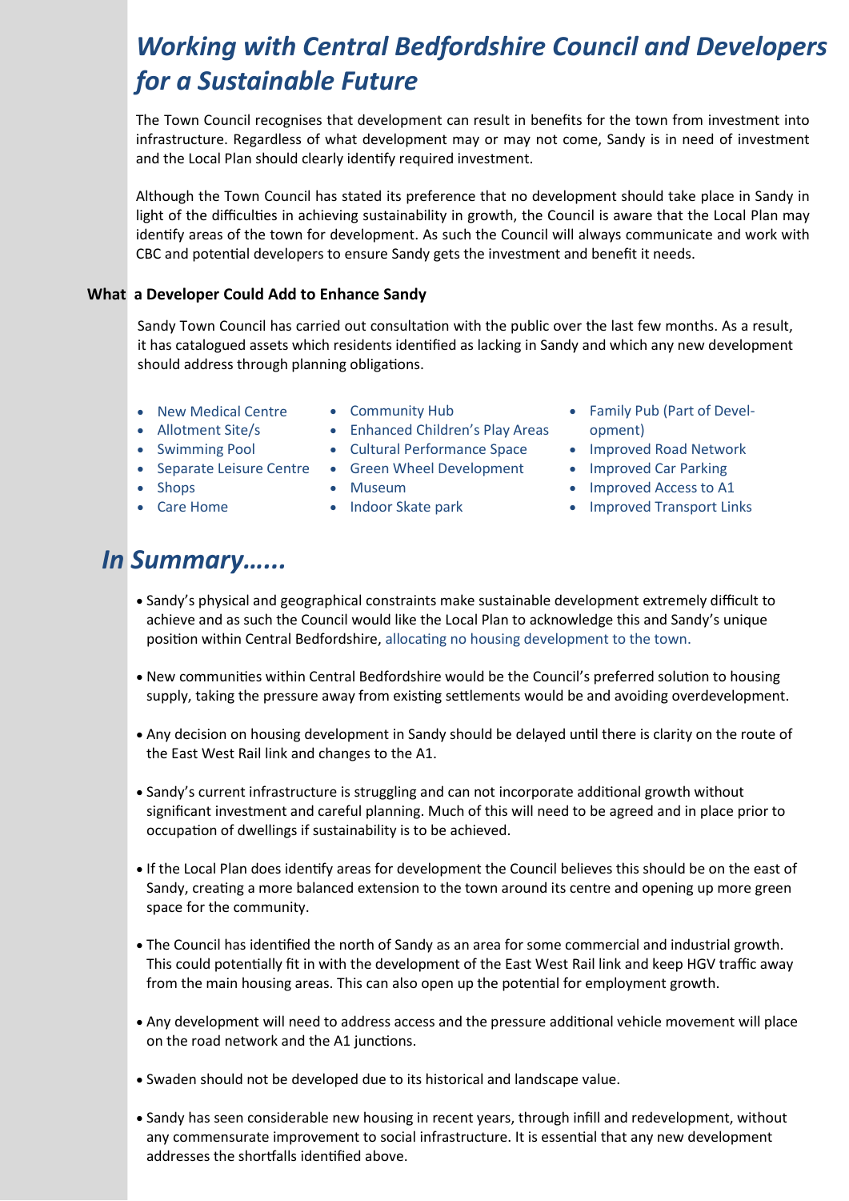# *Working with Central Bedfordshire Council and Developers for a Sustainable Future*

The Town Council recognises that development can result in benefits for the town from investment into infrastructure. Regardless of what development may or may not come, Sandy is in need of investment and the Local Plan should clearly identify required investment.

Although the Town Council has stated its preference that no development should take place in Sandy in light of the difficulties in achieving sustainability in growth, the Council is aware that the Local Plan may identify areas of the town for development. As such the Council will always communicate and work with CBC and potential developers to ensure Sandy gets the investment and benefit it needs.

### What a Developer Could Add to Enhance Sandy

Sandy Town Council has carried out consultation with the public over the last few months. As a result, it has catalogued assets which residents identified as lacking in Sandy and which any new development should address through planning obligations.

- New Medical Centre
- Allotment Site/s
- Swimming Pool
- Separate Leisure Centre
- Shops
- Care Home
- Community Hub
- Enhanced Children's Play Areas
- Cultural Performance Space
- Green Wheel Development
- Museum
- Indoor Skate park
- Family Pub (Part of Development)
- Improved Road Network
- Improved Car Parking
- Improved Access to A1
- Improved Transport Links

## *In Summary……*

- Sandy's physical and geographical constraints make sustainable development extremely difficult to achieve and as such the Council would like the Local Plan to acknowledge this and Sandy's unique position within Central Bedfordshire, allocating no housing development to the town.

- New communities within Central Bedfordshire would be the Council's preferred solution to housing supply, taking the pressure away from existing settlements would be and avoiding overdevelopment.

- Any decision on housing development in Sandy should be delayed until there is clarity on the route of the East West Rail link and changes to the A1.

- Sandy's current infrastructure is struggling and can not incorporate additional growth without significant investment and careful planning. Much of this will need to be agreed and in place prior to occupation of dwellings if sustainability is to be achieved.

- If the Local Plan does identify areas for development the Council believes this should be on the east of Sandy, creating a more balanced extension to the town around its centre and opening up more green space for the community.

- The Council has identified the north of Sandy as an area for some commercial and industrial growth. This could potentially fit in with the development of the East West Rail link and keep HGV traffic away from the main housing areas. This can also open up the potential for employment growth.

- Any development will need to address access and the pressure additional vehicle movement will place on the road network and the A1 junctions.

- Swaden should not be developed due to its historical and landscape value.

- Sandy has seen considerable new housing in recent years, through infill and redevelopment, without any commensurate improvement to social infrastructure. It is essential that any new development addresses the shortfalls identified above.